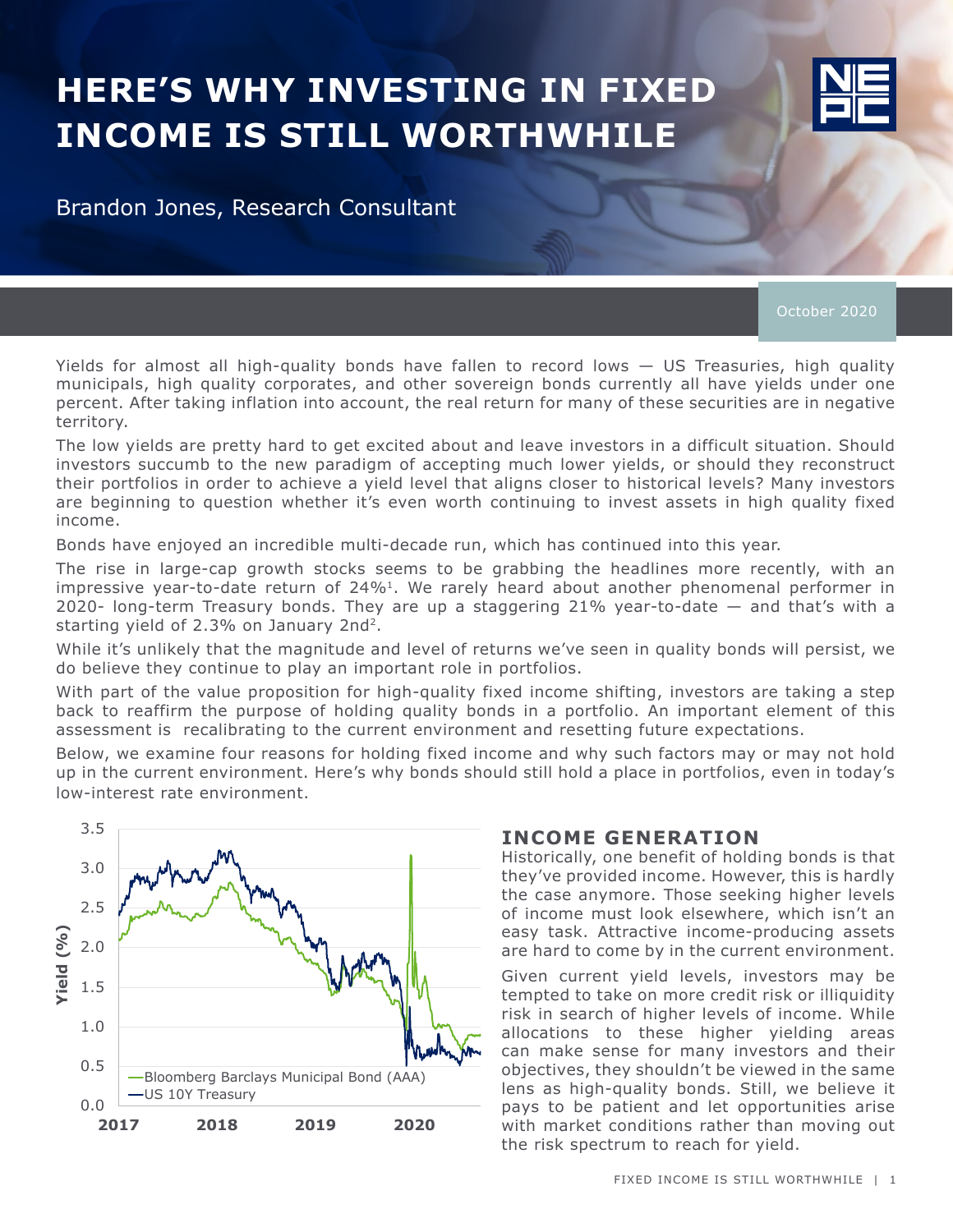# HERE'S WHY INVESTING IN FIXED INCOME IS STILL WORTHWHILE

Brandon Jones, Research Consultant

October 2020

Yields for almost all high-quality bonds have fallen to record lows — US Treasuries, high quality municipals, high quality corporates, and other sovereign bonds currently all have yields under one percent. After taking inflation into account, the real return for many of these securities are in negative territory.

The low yields are pretty hard to get excited about and leave investors in a difficult situation. Should investors succumb to the new paradigm of accepting much lower yields, or should they reconstruct their portfolios in order to achieve a yield level that aligns closer to historical levels? Many investors are beginning to question whether it's even worth continuing to invest assets in high quality fixed income.

Bonds have enjoyed an incredible multi-decade run, which has continued into this year.

The rise in large-cap growth stocks seems to be grabbing the headlines more recently, with an impressive year-to-date return of 24%[1]. We rarely heard about another phenomenal performer in 2020- long-term Treasury bonds. They are up a staggering 21% year-to-date — and that's with a starting yield of 2.3% on January 2nd[2].

While it's unlikely that the magnitude and level of returns we've seen in quality bonds will persist, we do believe they continue to play an important role in portfolios.

With part of the value proposition for high-quality fixed income shifting, investors are taking a step back to reaffirm the purpose of holding quality bonds in a portfolio. An important element of this assessment is recalibrating to the current environment and resetting future expectations.

Below, we examine four reasons for holding fixed income and why such factors may or may not hold up in the current environment. Here's why bonds should still hold a place in portfolios, even in today's low-interest rate environment.

## INCOME GENERATION

Historically, one benefit of holding bonds is that they've provided income. However, this is hardly the case anymore. Those seeking higher levels of income must look elsewhere, which isn't an easy task. Attractive income-producing assets are hard to come by in the current environment.

Given current yield levels, investors may be tempted to take on more credit risk or illiquidity risk in search of higher levels of income. While allocations to these higher yielding areas can make sense for many investors and their objectives, they shouldn't be viewed in the same lens as high-quality bonds. Still, we believe it pays to be patient and let opportunities arise with market conditions rather than moving out the risk spectrum to reach for yield.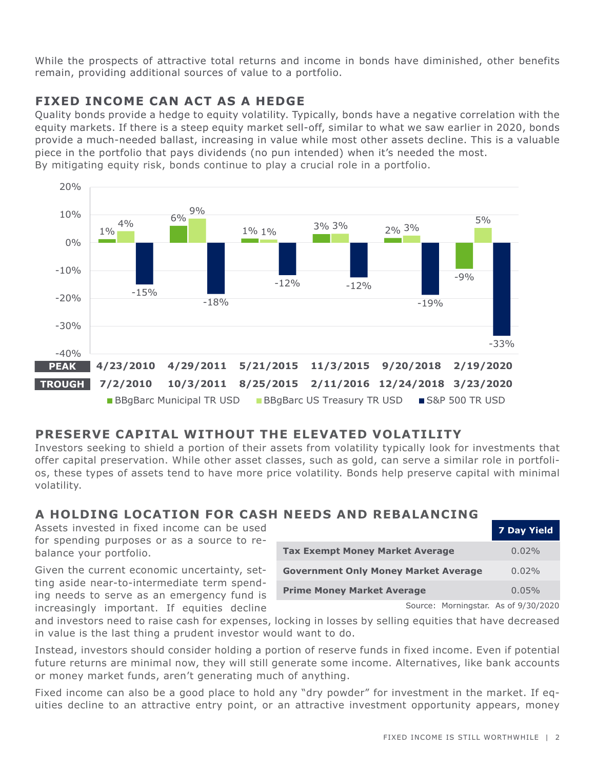While the prospects of attractive total returns and income in bonds have diminished, other benefits remain, providing additional sources of value to a portfolio.

## FIXED INCOME CAN ACT AS A HEDGE

Quality bonds provide a hedge to equity volatility. Typically, bonds have a negative correlation with the equity markets. If there is a steep equity market sell-off, similar to what we saw earlier in 2020, bonds provide a much-needed ballast, increasing in value while most other assets decline. This is a valuable piece in the portfolio that pays dividends (no pun intended) when it's needed the most.
By mitigating equity risk, bonds continue to play a crucial role in a portfolio.

| PEAK | 4/23/2010 | 4/29/2011 | 5/21/2015 | 11/3/2015 | 9/20/2018 | 2/19/2020 |
|---|---|---|---|---|---|---|
| TROUGH | 7/2/2010 | 10/3/2011 | 8/25/2015 | 2/11/2016 | 12/24/2018 | 3/23/2020 |
| BBgBarc Municipal TR USD | 1% | 6% | 1% | 3% | 2% | -9% |
| BBgBarc US Treasury TR USD | 4% | 9% | 1% | 3% | 3% | 5% |
| S&P 500 TR USD | -15% | -18% | -12% | -12% | -19% | -33% |

## PRESERVE CAPITAL WITHOUT THE ELEVATED VOLATILITY

Investors seeking to shield a portion of their assets from volatility typically look for investments that offer capital preservation. While other asset classes, such as gold, can serve a similar role in portfolios, these types of assets tend to have more price volatility. Bonds help preserve capital with minimal volatility.

## A HOLDING LOCATION FOR CASH NEEDS AND REBALANCING

Assets invested in fixed income can be used for spending purposes or as a source to rebalance your portfolio.

|  | 7 Day Yield |
|---|---|
| **Tax Exempt Money Market Average** | 0.02% |
| **Government Only Money Market Average** | 0.02% |
| **Prime Money Market Average** | 0.05% |

Source: Morningstar. As of 9/30/2020

Given the current economic uncertainty, setting aside near-to-intermediate term spending needs to serve as an emergency fund is increasingly important. If equities decline and investors need to raise cash for expenses, locking in losses by selling equities that have decreased in value is the last thing a prudent investor would want to do.

Instead, investors should consider holding a portion of reserve funds in fixed income. Even if potential future returns are minimal now, they will still generate some income. Alternatives, like bank accounts or money market funds, aren't generating much of anything.

Fixed income can also be a good place to hold any "dry powder" for investment in the market. If equities decline to an attractive entry point, or an attractive investment opportunity appears, money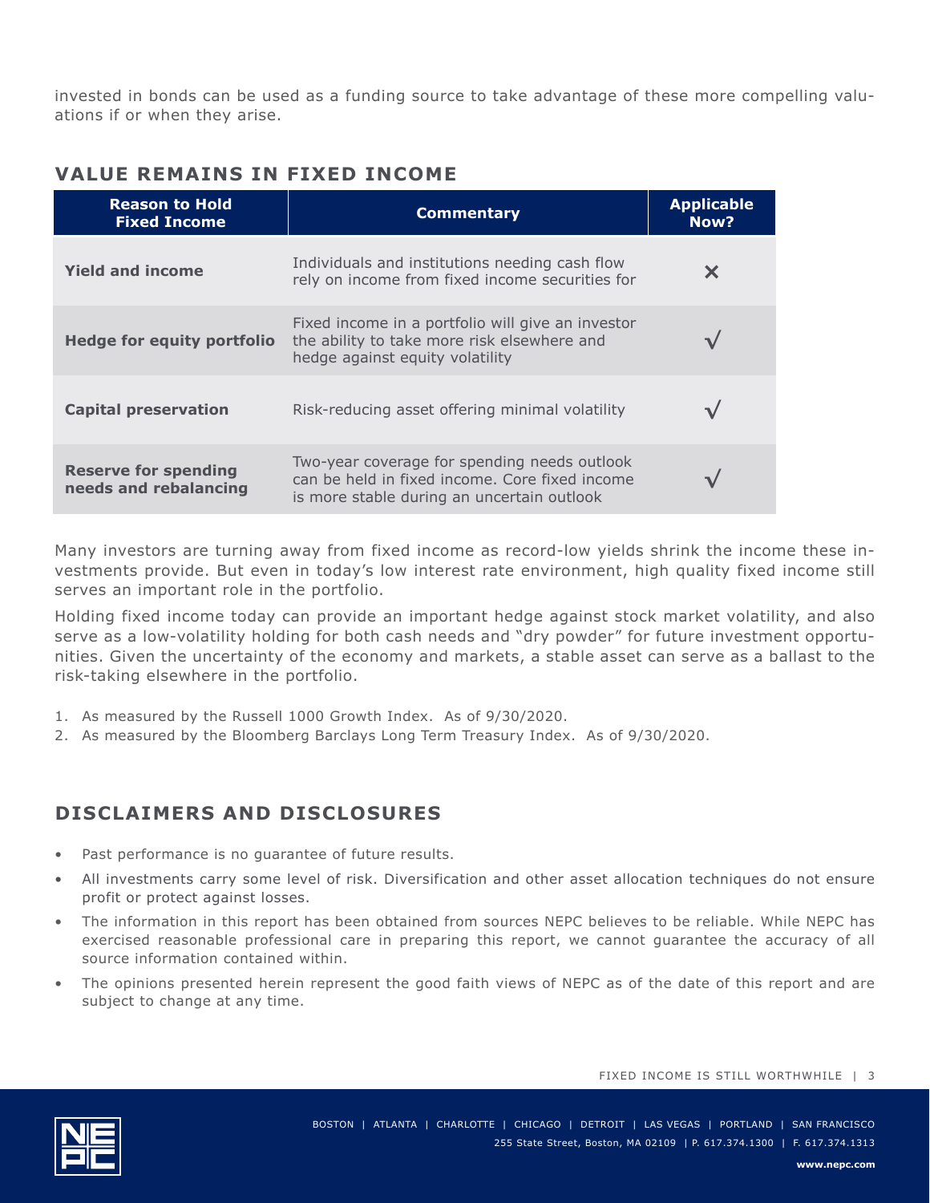invested in bonds can be used as a funding source to take advantage of these more compelling valuations if or when they arise.

## VALUE REMAINS IN FIXED INCOME

| Reason to Hold Fixed Income | Commentary | Applicable Now? |
|---|---|---|
| **Yield and income** | Individuals and institutions needing cash flow rely on income from fixed income securities for | ✕ |
| **Hedge for equity portfolio** | Fixed income in a portfolio will give an investor the ability to take more risk elsewhere and hedge against equity volatility | √ |
| **Capital preservation** | Risk-reducing asset offering minimal volatility | √ |
| **Reserve for spending needs and rebalancing** | Two-year coverage for spending needs outlook can be held in fixed income. Core fixed income is more stable during an uncertain outlook | √ |

Many investors are turning away from fixed income as record-low yields shrink the income these investments provide. But even in today's low interest rate environment, high quality fixed income still serves an important role in the portfolio.

Holding fixed income today can provide an important hedge against stock market volatility, and also serve as a low-volatility holding for both cash needs and "dry powder" for future investment opportunities. Given the uncertainty of the economy and markets, a stable asset can serve as a ballast to the risk-taking elsewhere in the portfolio.

1. As measured by the Russell 1000 Growth Index. As of 9/30/2020.
2. As measured by the Bloomberg Barclays Long Term Treasury Index. As of 9/30/2020.

## DISCLAIMERS AND DISCLOSURES

- Past performance is no guarantee of future results.
- All investments carry some level of risk. Diversification and other asset allocation techniques do not ensure profit or protect against losses.
- The information in this report has been obtained from sources NEPC believes to be reliable. While NEPC has exercised reasonable professional care in preparing this report, we cannot guarantee the accuracy of all source information contained within.
- The opinions presented herein represent the good faith views of NEPC as of the date of this report and are subject to change at any time.

BOSTON | ATLANTA | CHARLOTTE | CHICAGO | DETROIT | LAS VEGAS | PORTLAND | SAN FRANCISCO
255 State Street, Boston, MA 02109 | P. 617.374.1300 | F. 617.374.1313
www.nepc.com